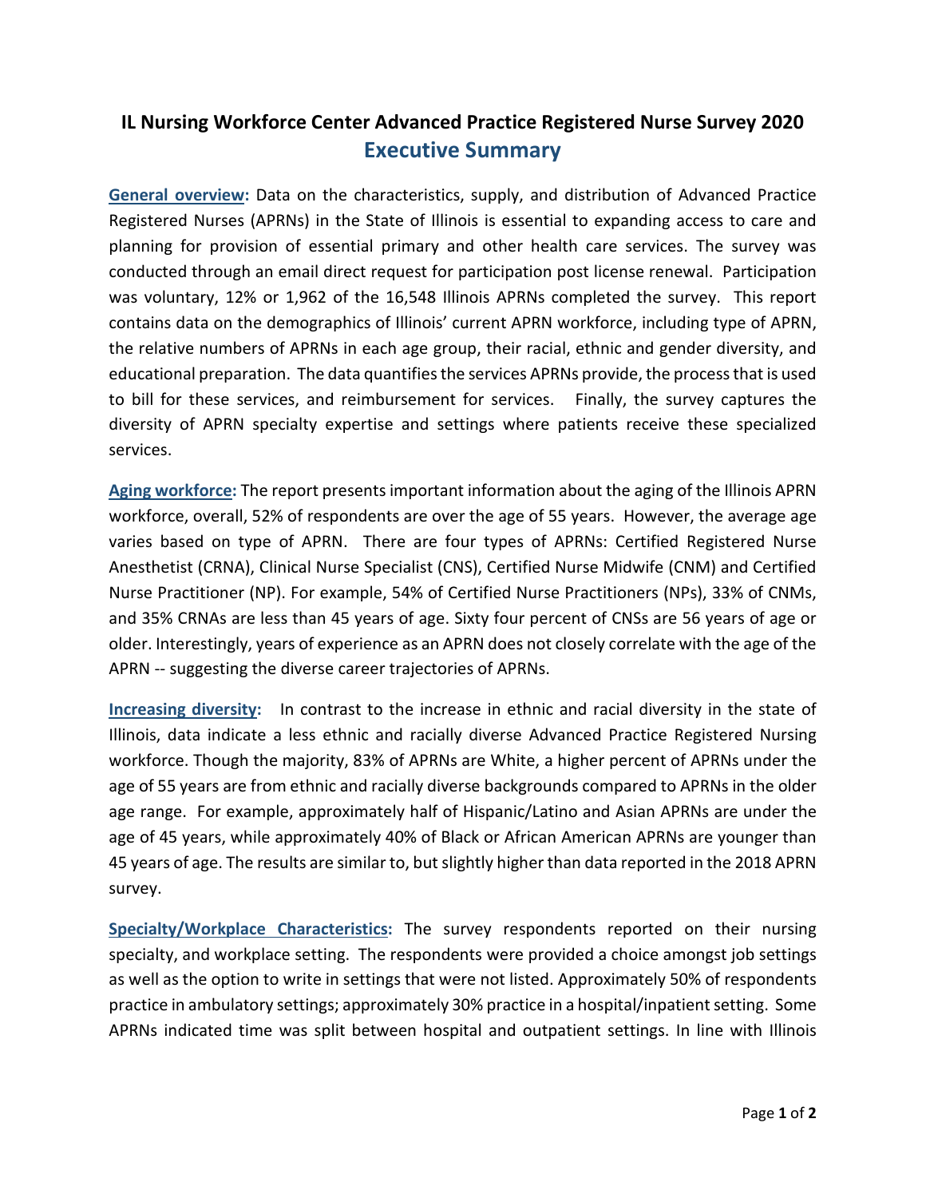# IL Nursing Workforce Center Advanced Practice Registered Nurse Survey 2020

## Executive Summary

**General overview:** Data on the characteristics, supply, and distribution of Advanced Practice Registered Nurses (APRNs) in the State of Illinois is essential to expanding access to care and planning for provision of essential primary and other health care services. The survey was conducted through an email direct request for participation post license renewal. Participation was voluntary, 12% or 1,962 of the 16,548 Illinois APRNs completed the survey. This report contains data on the demographics of Illinois' current APRN workforce, including type of APRN, the relative numbers of APRNs in each age group, their racial, ethnic and gender diversity, and educational preparation. The data quantifies the services APRNs provide, the process that is used to bill for these services, and reimbursement for services. Finally, the survey captures the diversity of APRN specialty expertise and settings where patients receive these specialized services.

**Aging workforce:** The report presents important information about the aging of the Illinois APRN workforce, overall, 52% of respondents are over the age of 55 years. However, the average age varies based on type of APRN. There are four types of APRNs: Certified Registered Nurse Anesthetist (CRNA), Clinical Nurse Specialist (CNS), Certified Nurse Midwife (CNM) and Certified Nurse Practitioner (NP). For example, 54% of Certified Nurse Practitioners (NPs), 33% of CNMs, and 35% CRNAs are less than 45 years of age. Sixty four percent of CNSs are 56 years of age or older. Interestingly, years of experience as an APRN does not closely correlate with the age of the APRN -- suggesting the diverse career trajectories of APRNs.

**Increasing diversity:** In contrast to the increase in ethnic and racial diversity in the state of Illinois, data indicate a less ethnic and racially diverse Advanced Practice Registered Nursing workforce. Though the majority, 83% of APRNs are White, a higher percent of APRNs under the age of 55 years are from ethnic and racially diverse backgrounds compared to APRNs in the older age range. For example, approximately half of Hispanic/Latino and Asian APRNs are under the age of 45 years, while approximately 40% of Black or African American APRNs are younger than 45 years of age. The results are similar to, but slightly higher than data reported in the 2018 APRN survey.

**Specialty/Workplace Characteristics:** The survey respondents reported on their nursing specialty, and workplace setting. The respondents were provided a choice amongst job settings as well as the option to write in settings that were not listed. Approximately 50% of respondents practice in ambulatory settings; approximately 30% practice in a hospital/inpatient setting. Some APRNs indicated time was split between hospital and outpatient settings. In line with Illinois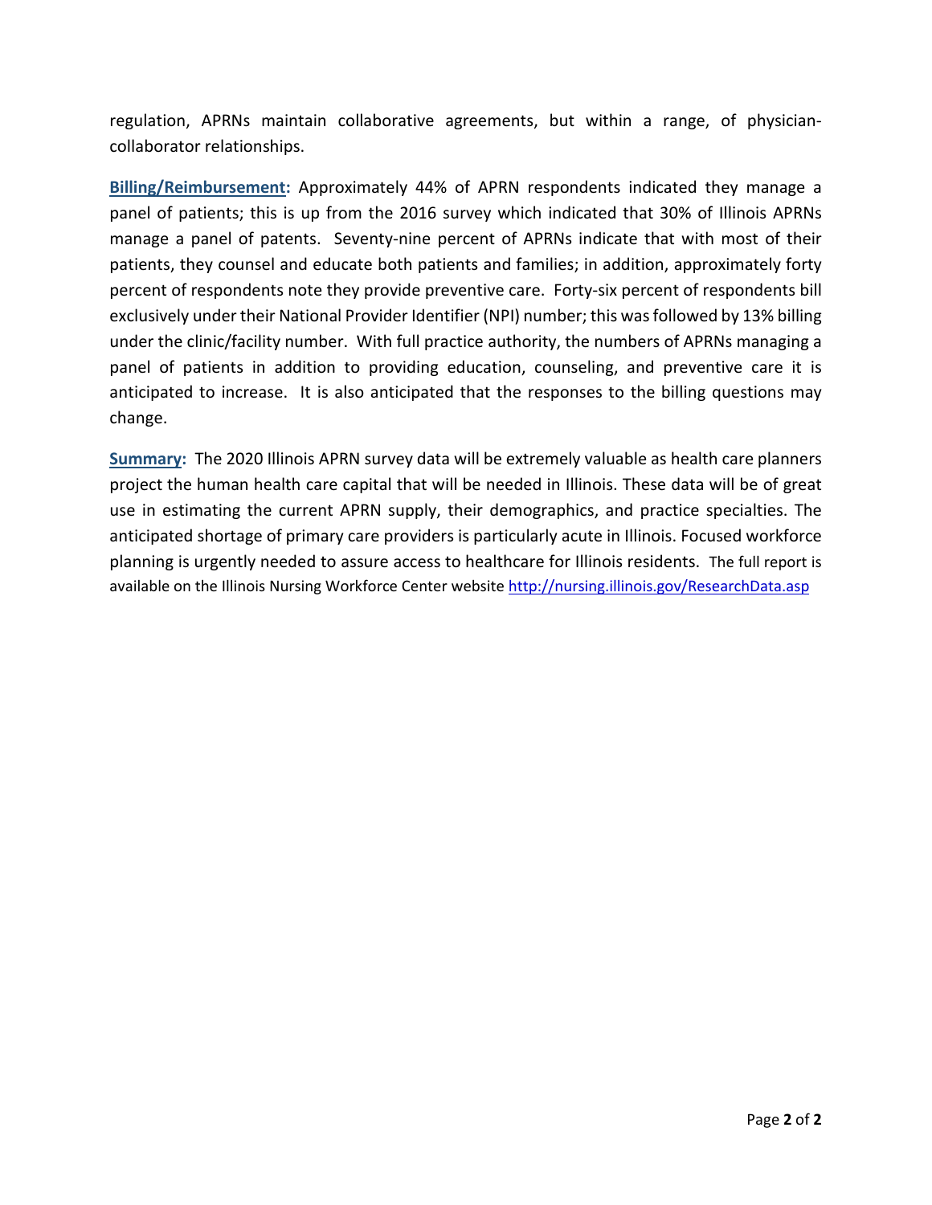regulation, APRNs maintain collaborative agreements, but within a range, of physician-collaborator relationships.

**Billing/Reimbursement:** Approximately 44% of APRN respondents indicated they manage a panel of patients; this is up from the 2016 survey which indicated that 30% of Illinois APRNs manage a panel of patents. Seventy-nine percent of APRNs indicate that with most of their patients, they counsel and educate both patients and families; in addition, approximately forty percent of respondents note they provide preventive care. Forty-six percent of respondents bill exclusively under their National Provider Identifier (NPI) number; this was followed by 13% billing under the clinic/facility number. With full practice authority, the numbers of APRNs managing a panel of patients in addition to providing education, counseling, and preventive care it is anticipated to increase. It is also anticipated that the responses to the billing questions may change.

**Summary:** The 2020 Illinois APRN survey data will be extremely valuable as health care planners project the human health care capital that will be needed in Illinois. These data will be of great use in estimating the current APRN supply, their demographics, and practice specialties. The anticipated shortage of primary care providers is particularly acute in Illinois. Focused workforce planning is urgently needed to assure access to healthcare for Illinois residents. The full report is available on the Illinois Nursing Workforce Center website http://nursing.illinois.gov/ResearchData.asp